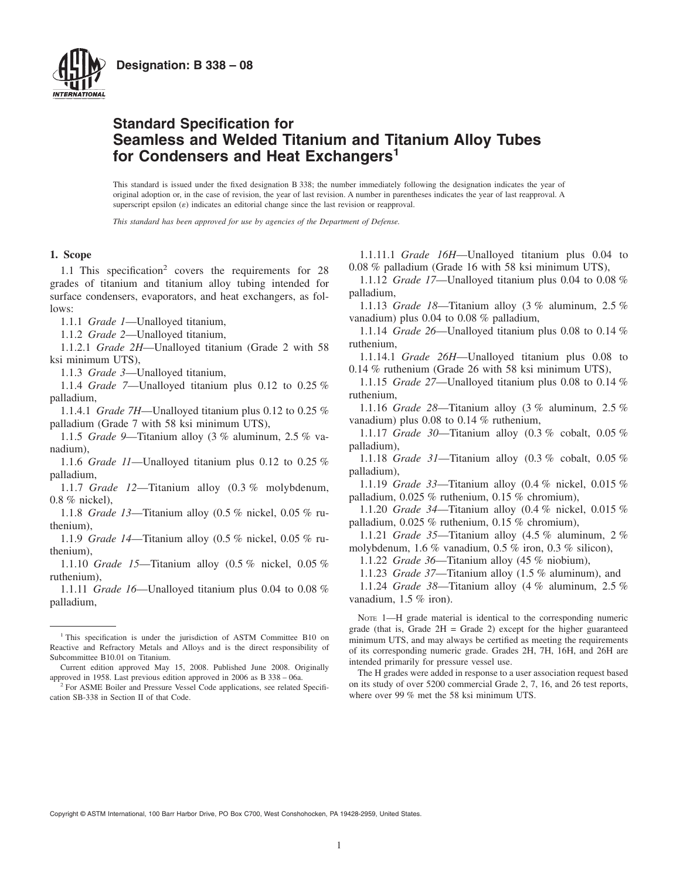**Designation: B 338 – 08**

# Standard Specification for Seamless and Welded Titanium and Titanium Alloy Tubes for Condensers and Heat Exchangers[1]

This standard is issued under the fixed designation B 338; the number immediately following the designation indicates the year of original adoption or, in the case of revision, the year of last revision. A number in parentheses indicates the year of last reapproval. A superscript epsilon (ε) indicates an editorial change since the last revision or reapproval.

*This standard has been approved for use by agencies of the Department of Defense.*

## 1. Scope

1.1 This specification[2] covers the requirements for 28 grades of titanium and titanium alloy tubing intended for surface condensers, evaporators, and heat exchangers, as follows:

1.1.1 *Grade 1*—Unalloyed titanium,

1.1.2 *Grade 2*—Unalloyed titanium,

1.1.2.1 *Grade 2H*—Unalloyed titanium (Grade 2 with 58 ksi minimum UTS),

1.1.3 *Grade 3*—Unalloyed titanium,

1.1.4 *Grade 7*—Unalloyed titanium plus 0.12 to 0.25 % palladium,

1.1.4.1 *Grade 7H*—Unalloyed titanium plus 0.12 to 0.25 % palladium (Grade 7 with 58 ksi minimum UTS),

1.1.5 *Grade 9*—Titanium alloy (3 % aluminum, 2.5 % vanadium),

1.1.6 *Grade 11*—Unalloyed titanium plus 0.12 to 0.25 % palladium,

1.1.7 *Grade 12*—Titanium alloy (0.3 % molybdenum, 0.8 % nickel),

1.1.8 *Grade 13*—Titanium alloy (0.5 % nickel, 0.05 % ruthenium),

1.1.9 *Grade 14*—Titanium alloy (0.5 % nickel, 0.05 % ruthenium),

1.1.10 *Grade 15*—Titanium alloy (0.5 % nickel, 0.05 % ruthenium),

1.1.11 *Grade 16*—Unalloyed titanium plus 0.04 to 0.08 % palladium,

1.1.11.1 *Grade 16H*—Unalloyed titanium plus 0.04 to 0.08 % palladium (Grade 16 with 58 ksi minimum UTS),

1.1.12 *Grade 17*—Unalloyed titanium plus 0.04 to 0.08 % palladium,

1.1.13 *Grade 18*—Titanium alloy (3 % aluminum, 2.5 % vanadium) plus 0.04 to 0.08 % palladium,

1.1.14 *Grade 26*—Unalloyed titanium plus 0.08 to 0.14 % ruthenium,

1.1.14.1 *Grade 26H*—Unalloyed titanium plus 0.08 to 0.14 % ruthenium (Grade 26 with 58 ksi minimum UTS),

1.1.15 *Grade 27*—Unalloyed titanium plus 0.08 to 0.14 % ruthenium,

1.1.16 *Grade 28*—Titanium alloy (3 % aluminum, 2.5 % vanadium) plus 0.08 to 0.14 % ruthenium,

1.1.17 *Grade 30*—Titanium alloy (0.3 % cobalt, 0.05 % palladium),

1.1.18 *Grade 31*—Titanium alloy (0.3 % cobalt, 0.05 % palladium),

1.1.19 *Grade 33*—Titanium alloy (0.4 % nickel, 0.015 % palladium, 0.025 % ruthenium, 0.15 % chromium),

1.1.20 *Grade 34*—Titanium alloy (0.4 % nickel, 0.015 % palladium, 0.025 % ruthenium, 0.15 % chromium),

1.1.21 *Grade 35*—Titanium alloy (4.5 % aluminum, 2 % molybdenum, 1.6 % vanadium, 0.5 % iron, 0.3 % silicon),

1.1.22 *Grade 36*—Titanium alloy (45 % niobium),

1.1.23 *Grade 37*—Titanium alloy (1.5 % aluminum), and

1.1.24 *Grade 38*—Titanium alloy (4 % aluminum, 2.5 % vanadium, 1.5 % iron).

NOTE 1—H grade material is identical to the corresponding numeric grade (that is, Grade 2H = Grade 2) except for the higher guaranteed minimum UTS, and may always be certified as meeting the requirements of its corresponding numeric grade. Grades 2H, 7H, 16H, and 26H are intended primarily for pressure vessel use.

The H grades were added in response to a user association request based on its study of over 5200 commercial Grade 2, 7, 16, and 26 test reports, where over 99 % met the 58 ksi minimum UTS.

---

[1] This specification is under the jurisdiction of ASTM Committee B10 on Reactive and Refractory Metals and Alloys and is the direct responsibility of Subcommittee B10.01 on Titanium.

Current edition approved May 15, 2008. Published June 2008. Originally approved in 1958. Last previous edition approved in 2006 as B 338 – 06a.

[2] For ASME Boiler and Pressure Vessel Code applications, see related Specification SB-338 in Section II of that Code.

Copyright © ASTM International, 100 Barr Harbor Drive, PO Box C700, West Conshohocken, PA 19428-2959, United States.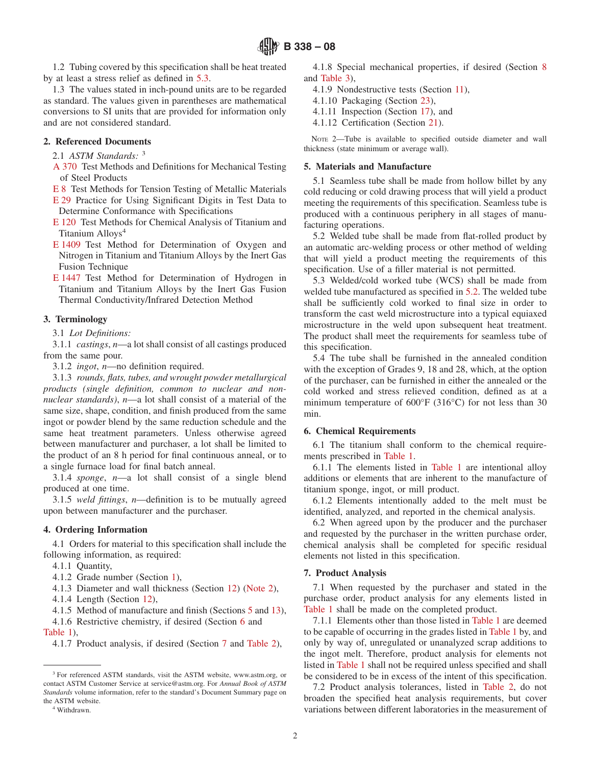1.2 Tubing covered by this specification shall be heat treated by at least a stress relief as defined in 5.3.

1.3 The values stated in inch-pound units are to be regarded as standard. The values given in parentheses are mathematical conversions to SI units that are provided for information only and are not considered standard.

## 2. Referenced Documents

2.1 *ASTM Standards:* [3]

A 370 Test Methods and Definitions for Mechanical Testing of Steel Products

E 8 Test Methods for Tension Testing of Metallic Materials

E 29 Practice for Using Significant Digits in Test Data to Determine Conformance with Specifications

E 120 Test Methods for Chemical Analysis of Titanium and Titanium Alloys[4]

E 1409 Test Method for Determination of Oxygen and Nitrogen in Titanium and Titanium Alloys by the Inert Gas Fusion Technique

E 1447 Test Method for Determination of Hydrogen in Titanium and Titanium Alloys by the Inert Gas Fusion Thermal Conductivity/Infrared Detection Method

## 3. Terminology

3.1 *Lot Definitions:*

3.1.1 *castings*, *n*—a lot shall consist of all castings produced from the same pour.

3.1.2 *ingot*, *n*—no definition required.

3.1.3 *rounds, flats, tubes, and wrought powder metallurgical products (single definition, common to nuclear and non-nuclear standards)*, *n*—a lot shall consist of a material of the same size, shape, condition, and finish produced from the same ingot or powder blend by the same reduction schedule and the same heat treatment parameters. Unless otherwise agreed between manufacturer and purchaser, a lot shall be limited to the product of an 8 h period for final continuous anneal, or to a single furnace load for final batch anneal.

3.1.4 *sponge*, *n*—a lot shall consist of a single blend produced at one time.

3.1.5 *weld fittings*, *n*—definition is to be mutually agreed upon between manufacturer and the purchaser.

## 4. Ordering Information

4.1 Orders for material to this specification shall include the following information, as required:

4.1.1 Quantity,

4.1.2 Grade number (Section 1),

4.1.3 Diameter and wall thickness (Section 12) (Note 2),

4.1.4 Length (Section 12),

4.1.5 Method of manufacture and finish (Sections 5 and 13),

4.1.6 Restrictive chemistry, if desired (Section 6 and Table 1),

4.1.7 Product analysis, if desired (Section 7 and Table 2),

4.1.8 Special mechanical properties, if desired (Section 8 and Table 3),

4.1.9 Nondestructive tests (Section 11),

4.1.10 Packaging (Section 23),

4.1.11 Inspection (Section 17), and

4.1.12 Certification (Section 21).

NOTE 2—Tube is available to specified outside diameter and wall thickness (state minimum or average wall).

## 5. Materials and Manufacture

5.1 Seamless tube shall be made from hollow billet by any cold reducing or cold drawing process that will yield a product meeting the requirements of this specification. Seamless tube is produced with a continuous periphery in all stages of manufacturing operations.

5.2 Welded tube shall be made from flat-rolled product by an automatic arc-welding process or other method of welding that will yield a product meeting the requirements of this specification. Use of a filler material is not permitted.

5.3 Welded/cold worked tube (WCS) shall be made from welded tube manufactured as specified in 5.2. The welded tube shall be sufficiently cold worked to final size in order to transform the cast weld microstructure into a typical equiaxed microstructure in the weld upon subsequent heat treatment. The product shall meet the requirements for seamless tube of this specification.

5.4 The tube shall be furnished in the annealed condition with the exception of Grades 9, 18 and 28, which, at the option of the purchaser, can be furnished in either the annealed or the cold worked and stress relieved condition, defined as at a minimum temperature of 600°F (316°C) for not less than 30 min.

## 6. Chemical Requirements

6.1 The titanium shall conform to the chemical requirements prescribed in Table 1.

6.1.1 The elements listed in Table 1 are intentional alloy additions or elements that are inherent to the manufacture of titanium sponge, ingot, or mill product.

6.1.2 Elements intentionally added to the melt must be identified, analyzed, and reported in the chemical analysis.

6.2 When agreed upon by the producer and the purchaser and requested by the purchaser in the written purchase order, chemical analysis shall be completed for specific residual elements not listed in this specification.

## 7. Product Analysis

7.1 When requested by the purchaser and stated in the purchase order, product analysis for any elements listed in Table 1 shall be made on the completed product.

7.1.1 Elements other than those listed in Table 1 are deemed to be capable of occurring in the grades listed in Table 1 by, and only by way of, unregulated or unanalyzed scrap additions to the ingot melt. Therefore, product analysis for elements not listed in Table 1 shall not be required unless specified and shall be considered to be in excess of the intent of this specification.

7.2 Product analysis tolerances, listed in Table 2, do not broaden the specified heat analysis requirements, but cover variations between different laboratories in the measurement of

---

[3] For referenced ASTM standards, visit the ASTM website, www.astm.org, or contact ASTM Customer Service at service@astm.org. For *Annual Book of ASTM Standards* volume information, refer to the standard's Document Summary page on the ASTM website.

[4] Withdrawn.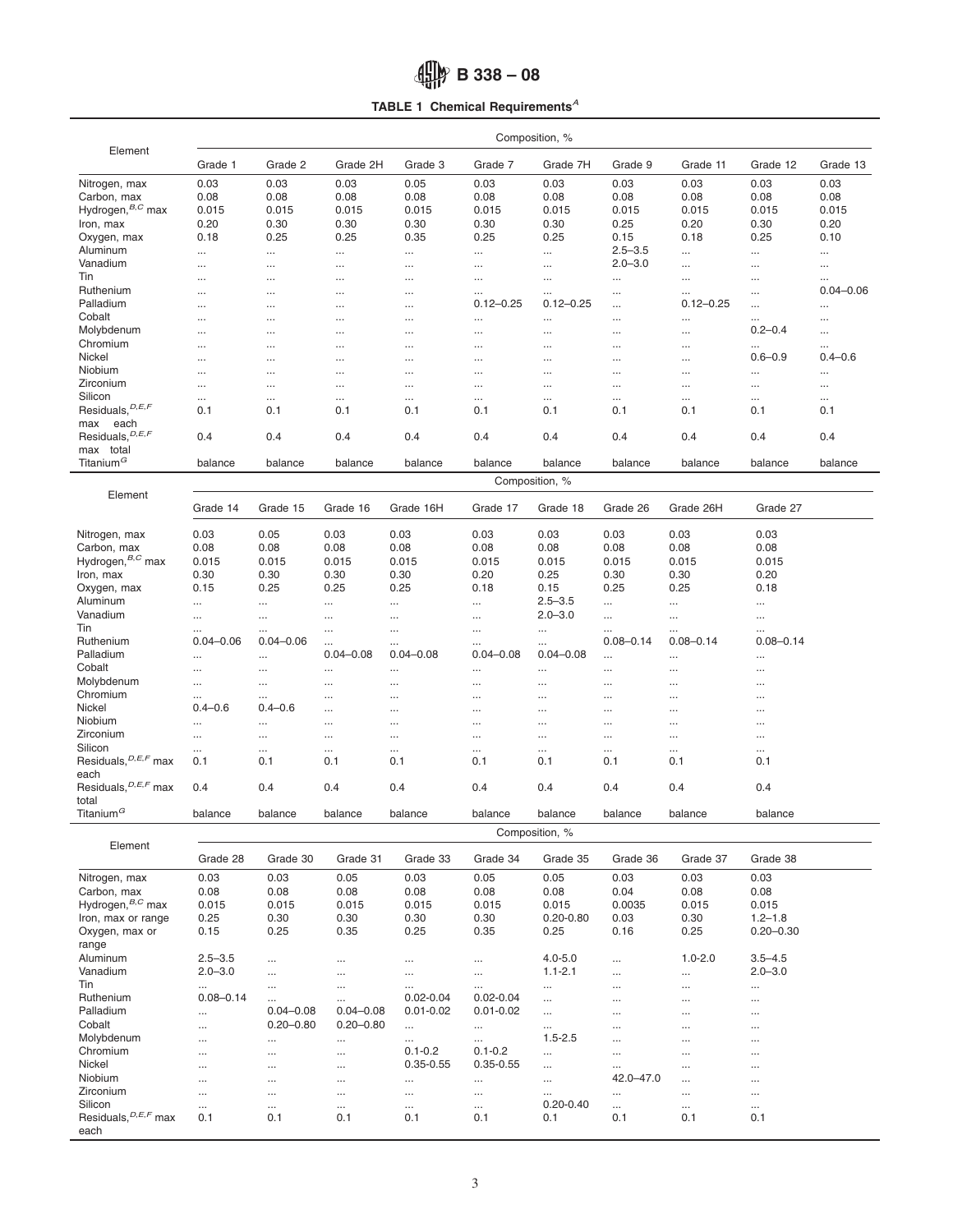**TABLE 1 Chemical Requirements**[A]

| Element | Composition, % | | | | | | | | | |
|---|---|---|---|---|---|---|---|---|---|---|
| | Grade 1 | Grade 2 | Grade 2H | Grade 3 | Grade 7 | Grade 7H | Grade 9 | Grade 11 | Grade 12 | Grade 13 |
| Nitrogen, max | 0.03 | 0.03 | 0.03 | 0.05 | 0.03 | 0.03 | 0.03 | 0.03 | 0.03 | 0.03 |
| Carbon, max | 0.08 | 0.08 | 0.08 | 0.08 | 0.08 | 0.08 | 0.08 | 0.08 | 0.08 | 0.08 |
| Hydrogen,[B,C] max | 0.015 | 0.015 | 0.015 | 0.015 | 0.015 | 0.015 | 0.015 | 0.015 | 0.015 | 0.015 |
| Iron, max | 0.20 | 0.30 | 0.30 | 0.30 | 0.30 | 0.30 | 0.25 | 0.20 | 0.30 | 0.20 |
| Oxygen, max | 0.18 | 0.25 | 0.25 | 0.35 | 0.25 | 0.25 | 0.15 | 0.18 | 0.25 | 0.10 |
| Aluminum | ... | ... | ... | ... | ... | ... | 2.5–3.5 | ... | ... | ... |
| Vanadium | ... | ... | ... | ... | ... | ... | 2.0–3.0 | ... | ... | ... |
| Tin | ... | ... | ... | ... | ... | ... | ... | ... | ... | ... |
| Ruthenium | ... | ... | ... | ... | ... | ... | ... | ... | ... | 0.04–0.06 |
| Palladium | ... | ... | ... | ... | 0.12–0.25 | 0.12–0.25 | ... | 0.12–0.25 | ... | ... |
| Cobalt | ... | ... | ... | ... | ... | ... | ... | ... | ... | ... |
| Molybdenum | ... | ... | ... | ... | ... | ... | ... | ... | 0.2–0.4 | ... |
| Chromium | ... | ... | ... | ... | ... | ... | ... | ... | ... | ... |
| Nickel | ... | ... | ... | ... | ... | ... | ... | ... | 0.6–0.9 | 0.4–0.6 |
| Niobium | ... | ... | ... | ... | ... | ... | ... | ... | ... | ... |
| Zirconium | ... | ... | ... | ... | ... | ... | ... | ... | ... | ... |
| Silicon | ... | ... | ... | ... | ... | ... | ... | ... | ... | ... |
| Residuals,[D,E,F] max each | 0.1 | 0.1 | 0.1 | 0.1 | 0.1 | 0.1 | 0.1 | 0.1 | 0.1 | 0.1 |
| Residuals,[D,E,F] max total | 0.4 | 0.4 | 0.4 | 0.4 | 0.4 | 0.4 | 0.4 | 0.4 | 0.4 | 0.4 |
| Titanium[G] | balance | balance | balance | balance | balance | balance | balance | balance | balance | balance |

| Element | Composition, % | | | | | | | | |
|---|---|---|---|---|---|---|---|---|---|
| | Grade 14 | Grade 15 | Grade 16 | Grade 16H | Grade 17 | Grade 18 | Grade 26 | Grade 26H | Grade 27 |
| Nitrogen, max | 0.03 | 0.05 | 0.03 | 0.03 | 0.03 | 0.03 | 0.03 | 0.03 | 0.03 |
| Carbon, max | 0.08 | 0.08 | 0.08 | 0.08 | 0.08 | 0.08 | 0.08 | 0.08 | 0.08 |
| Hydrogen,[B,C] max | 0.015 | 0.015 | 0.015 | 0.015 | 0.015 | 0.015 | 0.015 | 0.015 | 0.015 |
| Iron, max | 0.30 | 0.30 | 0.30 | 0.30 | 0.20 | 0.25 | 0.30 | 0.30 | 0.20 |
| Oxygen, max | 0.15 | 0.25 | 0.25 | 0.25 | 0.18 | 0.15 | 0.25 | 0.25 | 0.18 |
| Aluminum | ... | ... | ... | ... | ... | 2.5–3.5 | ... | ... | ... |
| Vanadium | ... | ... | ... | ... | ... | 2.0–3.0 | ... | ... | ... |
| Tin | ... | ... | ... | ... | ... | ... | ... | ... | ... |
| Ruthenium | 0.04–0.06 | 0.04–0.06 | ... | ... | ... | ... | 0.08–0.14 | 0.08–0.14 | 0.08–0.14 |
| Palladium | ... | ... | 0.04–0.08 | 0.04–0.08 | 0.04–0.08 | 0.04–0.08 | ... | ... | ... |
| Cobalt | ... | ... | ... | ... | ... | ... | ... | ... | ... |
| Molybdenum | ... | ... | ... | ... | ... | ... | ... | ... | ... |
| Chromium | ... | ... | ... | ... | ... | ... | ... | ... | ... |
| Nickel | 0.4–0.6 | 0.4–0.6 | ... | ... | ... | ... | ... | ... | ... |
| Niobium | ... | ... | ... | ... | ... | ... | ... | ... | ... |
| Zirconium | ... | ... | ... | ... | ... | ... | ... | ... | ... |
| Silicon | ... | ... | ... | ... | ... | ... | ... | ... | ... |
| Residuals,[D,E,F] max each | 0.1 | 0.1 | 0.1 | 0.1 | 0.1 | 0.1 | 0.1 | 0.1 | 0.1 |
| Residuals,[D,E,F] max total | 0.4 | 0.4 | 0.4 | 0.4 | 0.4 | 0.4 | 0.4 | 0.4 | 0.4 |
| Titanium[G] | balance | balance | balance | balance | balance | balance | balance | balance | balance |

| Element | Composition, % | | | | | | | | |
|---|---|---|---|---|---|---|---|---|---|
| | Grade 28 | Grade 30 | Grade 31 | Grade 33 | Grade 34 | Grade 35 | Grade 36 | Grade 37 | Grade 38 |
| Nitrogen, max | 0.03 | 0.03 | 0.05 | 0.03 | 0.05 | 0.05 | 0.03 | 0.03 | 0.03 |
| Carbon, max | 0.08 | 0.08 | 0.08 | 0.08 | 0.08 | 0.08 | 0.04 | 0.08 | 0.08 |
| Hydrogen,[B,C] max | 0.015 | 0.015 | 0.015 | 0.015 | 0.015 | 0.015 | 0.0035 | 0.015 | 0.015 |
| Iron, max or range | 0.25 | 0.30 | 0.30 | 0.30 | 0.30 | 0.20-0.80 | 0.03 | 0.30 | 1.2–1.8 |
| Oxygen, max or range | 0.15 | 0.25 | 0.35 | 0.25 | 0.35 | 0.25 | 0.16 | 0.25 | 0.20–0.30 |
| Aluminum | 2.5–3.5 | ... | ... | ... | ... | 4.0-5.0 | ... | 1.0-2.0 | 3.5–4.5 |
| Vanadium | 2.0–3.0 | ... | ... | ... | ... | 1.1-2.1 | ... | ... | 2.0–3.0 |
| Tin | ... | ... | ... | ... | ... | ... | ... | ... | ... |
| Ruthenium | 0.08–0.14 | ... | ... | 0.02-0.04 | 0.02-0.04 | ... | ... | ... | ... |
| Palladium | ... | 0.04–0.08 | 0.04–0.08 | 0.01-0.02 | 0.01-0.02 | ... | ... | ... | ... |
| Cobalt | ... | 0.20–0.80 | 0.20–0.80 | ... | ... | ... | ... | ... | ... |
| Molybdenum | ... | ... | ... | ... | ... | 1.5-2.5 | ... | ... | ... |
| Chromium | ... | ... | ... | 0.1-0.2 | 0.1-0.2 | ... | ... | ... | ... |
| Nickel | ... | ... | ... | 0.35-0.55 | 0.35-0.55 | ... | ... | ... | ... |
| Niobium | ... | ... | ... | ... | ... | ... | 42.0–47.0 | ... | ... |
| Zirconium | ... | ... | ... | ... | ... | ... | ... | ... | ... |
| Silicon | ... | ... | ... | ... | ... | 0.20-0.40 | ... | ... | ... |
| Residuals,[D,E,F] max each | 0.1 | 0.1 | 0.1 | 0.1 | 0.1 | 0.1 | 0.1 | 0.1 | 0.1 |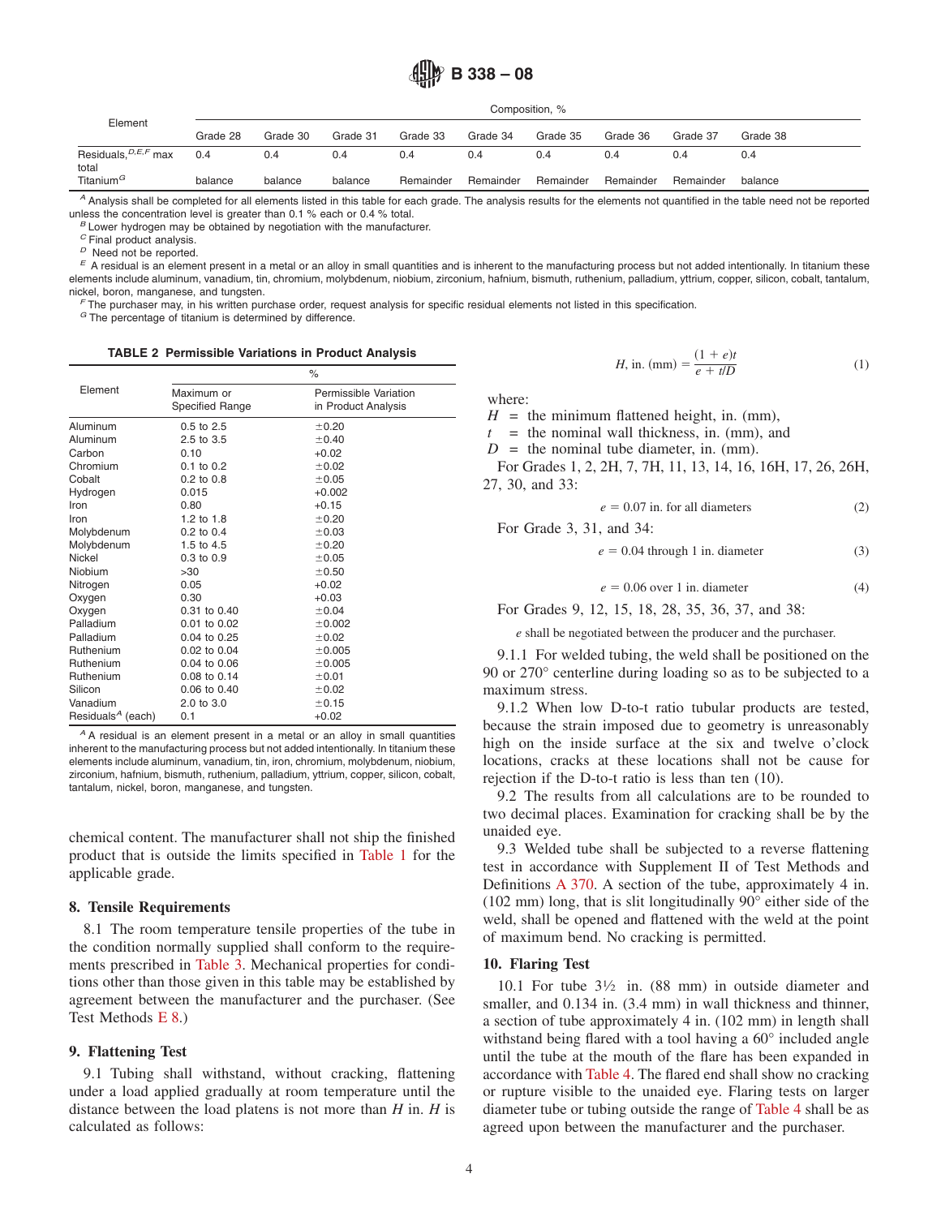| Element | Composition, % | | | | | | | | |
|---|---|---|---|---|---|---|---|---|---|
| | Grade 28 | Grade 30 | Grade 31 | Grade 33 | Grade 34 | Grade 35 | Grade 36 | Grade 37 | Grade 38 |
| Residuals,[D,E,F] max total | 0.4 | 0.4 | 0.4 | 0.4 | 0.4 | 0.4 | 0.4 | 0.4 | 0.4 |
| Titanium[G] | balance | balance | balance | Remainder | Remainder | Remainder | Remainder | Remainder | balance |

[A] Analysis shall be completed for all elements listed in this table for each grade. The analysis results for the elements not quantified in the table need not be reported unless the concentration level is greater than 0.1 % each or 0.4 % total.
[B] Lower hydrogen may be obtained by negotiation with the manufacturer.
[C] Final product analysis.
[D] Need not be reported.
[E] A residual is an element present in a metal or an alloy in small quantities and is inherent to the manufacturing process but not added intentionally. In titanium these elements include aluminum, vanadium, tin, chromium, molybdenum, niobium, zirconium, hafnium, bismuth, ruthenium, palladium, yttrium, copper, silicon, cobalt, tantalum, nickel, boron, manganese, and tungsten.
[F] The purchaser may, in his written purchase order, request analysis for specific residual elements not listed in this specification.
[G] The percentage of titanium is determined by difference.

**TABLE 2 Permissible Variations in Product Analysis**

| Element | % | |
|---|---|---|
| | Maximum or Specified Range | Permissible Variation in Product Analysis |
| Aluminum | 0.5 to 2.5 | ±0.20 |
| Aluminum | 2.5 to 3.5 | ±0.40 |
| Carbon | 0.10 | +0.02 |
| Chromium | 0.1 to 0.2 | ±0.02 |
| Cobalt | 0.2 to 0.8 | ±0.05 |
| Hydrogen | 0.015 | +0.002 |
| Iron | 0.80 | +0.15 |
| Iron | 1.2 to 1.8 | ±0.20 |
| Molybdenum | 0.2 to 0.4 | ±0.03 |
| Molybdenum | 1.5 to 4.5 | ±0.20 |
| Nickel | 0.3 to 0.9 | ±0.05 |
| Niobium | >30 | ±0.50 |
| Nitrogen | 0.05 | +0.02 |
| Oxygen | 0.30 | +0.03 |
| Oxygen | 0.31 to 0.40 | ±0.04 |
| Palladium | 0.01 to 0.02 | ±0.002 |
| Palladium | 0.04 to 0.25 | ±0.02 |
| Ruthenium | 0.02 to 0.04 | ±0.005 |
| Ruthenium | 0.04 to 0.06 | ±0.005 |
| Ruthenium | 0.08 to 0.14 | ±0.01 |
| Silicon | 0.06 to 0.40 | ±0.02 |
| Vanadium | 2.0 to 3.0 | ±0.15 |
| Residuals[A] (each) | 0.1 | +0.02 |

[A] A residual is an element present in a metal or an alloy in small quantities inherent to the manufacturing process but not added intentionally. In titanium these elements include aluminum, vanadium, tin, iron, chromium, molybdenum, niobium, zirconium, hafnium, bismuth, ruthenium, palladium, yttrium, copper, silicon, cobalt, tantalum, nickel, boron, manganese, and tungsten.

chemical content. The manufacturer shall not ship the finished product that is outside the limits specified in Table 1 for the applicable grade.

## 8. Tensile Requirements

8.1 The room temperature tensile properties of the tube in the condition normally supplied shall conform to the requirements prescribed in Table 3. Mechanical properties for conditions other than those given in this table may be established by agreement between the manufacturer and the purchaser. (See Test Methods E 8.)

## 9. Flattening Test

9.1 Tubing shall withstand, without cracking, flattening under a load applied gradually at room temperature until the distance between the load platens is not more than $H$ in. $H$ is calculated as follows:

$$H\text{, in. (mm)} = \frac{(1 + e)t}{e + t/D} \quad (1)$$

where:
$H$ = the minimum flattened height, in. (mm),
$t$ = the nominal wall thickness, in. (mm), and
$D$ = the nominal tube diameter, in. (mm).

For Grades 1, 2, 2H, 7, 7H, 11, 13, 14, 16, 16H, 17, 26, 26H, 27, 30, and 33:

$$e = 0.07 \text{ in. for all diameters} \quad (2)$$

For Grade 3, 31, and 34:

$$e = 0.04 \text{ through 1 in. diameter} \quad (3)$$

$$e = 0.06 \text{ over 1 in. diameter} \quad (4)$$

For Grades 9, 12, 15, 18, 28, 35, 36, 37, and 38:

$e$ shall be negotiated between the producer and the purchaser.

9.1.1 For welded tubing, the weld shall be positioned on the 90 or 270° centerline during loading so as to be subjected to a maximum stress.

9.1.2 When low D-to-t ratio tubular products are tested, because the strain imposed due to geometry is unreasonably high on the inside surface at the six and twelve o'clock locations, cracks at these locations shall not be cause for rejection if the D-to-t ratio is less than ten (10).

9.2 The results from all calculations are to be rounded to two decimal places. Examination for cracking shall be by the unaided eye.

9.3 Welded tube shall be subjected to a reverse flattening test in accordance with Supplement II of Test Methods and Definitions A 370. A section of the tube, approximately 4 in. (102 mm) long, that is slit longitudinally 90° either side of the weld, shall be opened and flattened with the weld at the point of maximum bend. No cracking is permitted.

## 10. Flaring Test

10.1 For tube 3½ in. (88 mm) in outside diameter and smaller, and 0.134 in. (3.4 mm) in wall thickness and thinner, a section of tube approximately 4 in. (102 mm) in length shall withstand being flared with a tool having a 60° included angle until the tube at the mouth of the flare has been expanded in accordance with Table 4. The flared end shall show no cracking or rupture visible to the unaided eye. Flaring tests on larger diameter tube or tubing outside the range of Table 4 shall be as agreed upon between the manufacturer and the purchaser.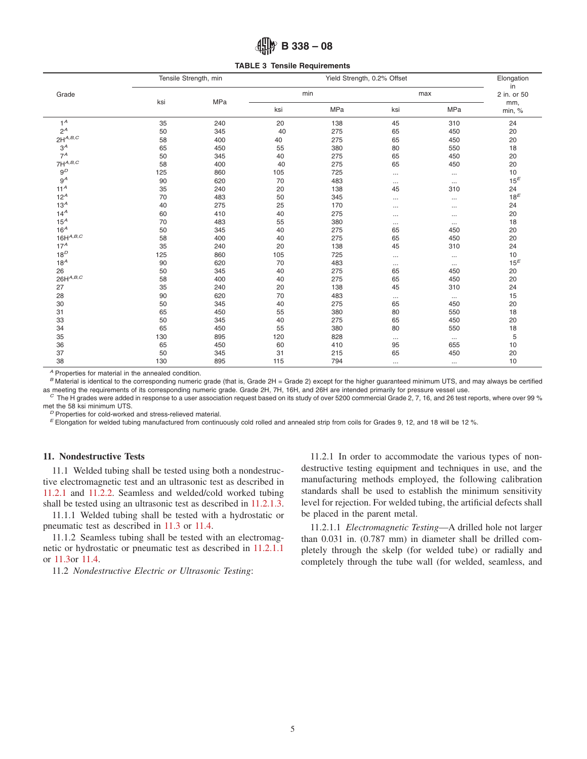TABLE 3 Tensile Requirements

| Grade | Tensile Strength, min | | Yield Strength, 0.2% Offset | | | | Elongation in 2 in. or 50 mm, min, % |
|---|---|---|---|---|---|---|---|
| | | | min | | max | | |
| | ksi | MPa | ksi | MPa | ksi | MPa | |
| 1[A] | 35 | 240 | 20 | 138 | 45 | 310 | 24 |
| 2[A] | 50 | 345 | 40 | 275 | 65 | 450 | 20 |
| 2H[A,B,C] | 58 | 400 | 40 | 275 | 65 | 450 | 20 |
| 3[A] | 65 | 450 | 55 | 380 | 80 | 550 | 18 |
| 7[A] | 50 | 345 | 40 | 275 | 65 | 450 | 20 |
| 7H[A,B,C] | 58 | 400 | 40 | 275 | 65 | 450 | 20 |
| 9[D] | 125 | 860 | 105 | 725 | ... | ... | 10 |
| 9[A] | 90 | 620 | 70 | 483 | ... | ... | 15[E] |
| 11[A] | 35 | 240 | 20 | 138 | 45 | 310 | 24 |
| 12[A] | 70 | 483 | 50 | 345 | ... | ... | 18[E] |
| 13[A] | 40 | 275 | 25 | 170 | ... | ... | 24 |
| 14[A] | 60 | 410 | 40 | 275 | ... | ... | 20 |
| 15[A] | 70 | 483 | 55 | 380 | ... | ... | 18 |
| 16[A] | 50 | 345 | 40 | 275 | 65 | 450 | 20 |
| 16H[A,B,C] | 58 | 400 | 40 | 275 | 65 | 450 | 20 |
| 17[A] | 35 | 240 | 20 | 138 | 45 | 310 | 24 |
| 18[D] | 125 | 860 | 105 | 725 | ... | ... | 10 |
| 18[A] | 90 | 620 | 70 | 483 | ... | ... | 15[E] |
| 26 | 50 | 345 | 40 | 275 | 65 | 450 | 20 |
| 26H[A,B,C] | 58 | 400 | 40 | 275 | 65 | 450 | 20 |
| 27 | 35 | 240 | 20 | 138 | 45 | 310 | 24 |
| 28 | 90 | 620 | 70 | 483 | ... | ... | 15 |
| 30 | 50 | 345 | 40 | 275 | 65 | 450 | 20 |
| 31 | 65 | 450 | 55 | 380 | 80 | 550 | 18 |
| 33 | 50 | 345 | 40 | 275 | 65 | 450 | 20 |
| 34 | 65 | 450 | 55 | 380 | 80 | 550 | 18 |
| 35 | 130 | 895 | 120 | 828 | ... | ... | 5 |
| 36 | 65 | 450 | 60 | 410 | 95 | 655 | 10 |
| 37 | 50 | 345 | 31 | 215 | 65 | 450 | 20 |
| 38 | 130 | 895 | 115 | 794 | ... | ... | 10 |

[A] Properties for material in the annealed condition.
[B] Material is identical to the corresponding numeric grade (that is, Grade 2H = Grade 2) except for the higher guaranteed minimum UTS, and may always be certified as meeting the requirements of its corresponding numeric grade. Grade 2H, 7H, 16H, and 26H are intended primarily for pressure vessel use.
[C] The H grades were added in response to a user association request based on its study of over 5200 commercial Grade 2, 7, 16, and 26 test reports, where over 99 % met the 58 ksi minimum UTS.
[D] Properties for cold-worked and stress-relieved material.
[E] Elongation for welded tubing manufactured from continuously cold rolled and annealed strip from coils for Grades 9, 12, and 18 will be 12 %.

## 11. Nondestructive Tests

11.1 Welded tubing shall be tested using both a nondestructive electromagnetic test and an ultrasonic test as described in 11.2.1 and 11.2.2. Seamless and welded/cold worked tubing shall be tested using an ultrasonic test as described in 11.2.1.3.

11.1.1 Welded tubing shall be tested with a hydrostatic or pneumatic test as described in 11.3 or 11.4.

11.1.2 Seamless tubing shall be tested with an electromagnetic or hydrostatic or pneumatic test as described in 11.2.1.1 or 11.3or 11.4.

11.2 *Nondestructive Electric or Ultrasonic Testing*:

11.2.1 In order to accommodate the various types of nondestructive testing equipment and techniques in use, and the manufacturing methods employed, the following calibration standards shall be used to establish the minimum sensitivity level for rejection. For welded tubing, the artificial defects shall be placed in the parent metal.

11.2.1.1 *Electromagnetic Testing*—A drilled hole not larger than 0.031 in. (0.787 mm) in diameter shall be drilled completely through the skelp (for welded tube) or radially and completely through the tube wall (for welded, seamless, and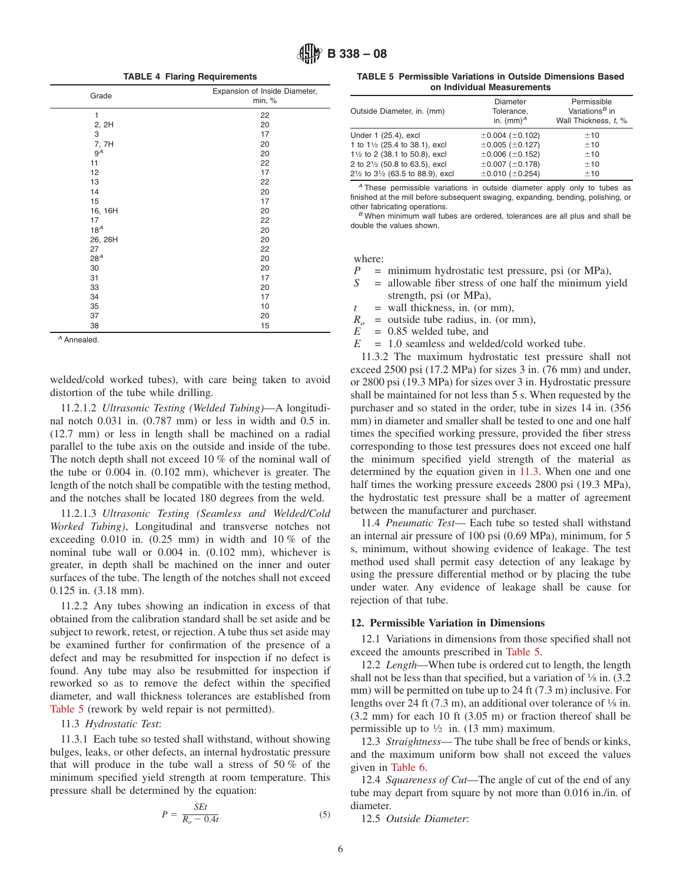**TABLE 4 Flaring Requirements**

| Grade | Expansion of Inside Diameter, min, % |
|---|---|
| 1 | 22 |
| 2, 2H | 20 |
| 3 | 17 |
| 7, 7H | 20 |
| 9[A] | 20 |
| 11 | 22 |
| 12 | 17 |
| 13 | 22 |
| 14 | 20 |
| 15 | 17 |
| 16, 16H | 20 |
| 17 | 22 |
| 18[A] | 20 |
| 26, 26H | 20 |
| 27 | 22 |
| 28[A] | 20 |
| 30 | 20 |
| 31 | 17 |
| 33 | 20 |
| 34 | 17 |
| 35 | 10 |
| 37 | 20 |
| 38 | 15 |

[A] Annealed.

welded/cold worked tubes), with care being taken to avoid distortion of the tube while drilling.

11.2.1.2 *Ultrasonic Testing (Welded Tubing)*—A longitudinal notch 0.031 in. (0.787 mm) or less in width and 0.5 in. (12.7 mm) or less in length shall be machined on a radial parallel to the tube axis on the outside and inside of the tube. The notch depth shall not exceed 10 % of the nominal wall of the tube or 0.004 in. (0.102 mm), whichever is greater. The length of the notch shall be compatible with the testing method, and the notches shall be located 180 degrees from the weld.

11.2.1.3 *Ultrasonic Testing (Seamless and Welded/Cold Worked Tubing)*, Longitudinal and transverse notches not exceeding 0.010 in. (0.25 mm) in width and 10 % of the nominal tube wall or 0.004 in. (0.102 mm), whichever is greater, in depth shall be machined on the inner and outer surfaces of the tube. The length of the notches shall not exceed 0.125 in. (3.18 mm).

11.2.2 Any tubes showing an indication in excess of that obtained from the calibration standard shall be set aside and be subject to rework, retest, or rejection. A tube thus set aside may be examined further for confirmation of the presence of a defect and may be resubmitted for inspection if no defect is found. Any tube may also be resubmitted for inspection if reworked so as to remove the defect within the specified diameter, and wall thickness tolerances are established from Table 5 (rework by weld repair is not permitted).

11.3 *Hydrostatic Test*:

11.3.1 Each tube so tested shall withstand, without showing bulges, leaks, or other defects, an internal hydrostatic pressure that will produce in the tube wall a stress of 50 % of the minimum specified yield strength at room temperature. This pressure shall be determined by the equation:

$$P = \frac{SEt}{R_o - 0.4t} \quad (5)$$

**TABLE 5 Permissible Variations in Outside Dimensions Based on Individual Measurements**

| Outside Diameter, in. (mm) | Diameter Tolerance, in. (mm)[A] | Permissible Variations[B] in Wall Thickness, $t$, % |
|---|---|---|
| Under 1 (25.4), excl | ±0.004 (±0.102) | ±10 |
| 1 to 1½ (25.4 to 38.1), excl | ±0.005 (±0.127) | ±10 |
| 1½ to 2 (38.1 to 50.8), excl | ±0.006 (±0.152) | ±10 |
| 2 to 2½ (50.8 to 63.5), excl | ±0.007 (±0.178) | ±10 |
| 2½ to 3½ (63.5 to 88.9), excl | ±0.010 (±0.254) | ±10 |

[A] These permissible variations in outside diameter apply only to tubes as finished at the mill before subsequent swaging, expanding, bending, polishing, or other fabricating operations.

[B] When minimum wall tubes are ordered, tolerances are all plus and shall be double the values shown.

where:

$P$ = minimum hydrostatic test pressure, psi (or MPa),
$S$ = allowable fiber stress of one half the minimum yield strength, psi (or MPa),
$t$ = wall thickness, in. (or mm),
$R_o$ = outside tube radius, in. (or mm),
$E$ = 0.85 welded tube, and
$E$ = 1.0 seamless and welded/cold worked tube.

11.3.2 The maximum hydrostatic test pressure shall not exceed 2500 psi (17.2 MPa) for sizes 3 in. (76 mm) and under, or 2800 psi (19.3 MPa) for sizes over 3 in. Hydrostatic pressure shall be maintained for not less than 5 s. When requested by the purchaser and so stated in the order, tube in sizes 14 in. (356 mm) in diameter and smaller shall be tested to one and one half times the specified working pressure, provided the fiber stress corresponding to those test pressures does not exceed one half the minimum specified yield strength of the material as determined by the equation given in 11.3. When one and one half times the working pressure exceeds 2800 psi (19.3 MPa), the hydrostatic test pressure shall be a matter of agreement between the manufacturer and purchaser.

11.4 *Pneumatic Test*— Each tube so tested shall withstand an internal air pressure of 100 psi (0.69 MPa), minimum, for 5 s, minimum, without showing evidence of leakage. The test method used shall permit easy detection of any leakage by using the pressure differential method or by placing the tube under water. Any evidence of leakage shall be cause for rejection of that tube.

## 12. Permissible Variation in Dimensions

12.1 Variations in dimensions from those specified shall not exceed the amounts prescribed in Table 5.

12.2 *Length*—When tube is ordered cut to length, the length shall not be less than that specified, but a variation of ⅛ in. (3.2 mm) will be permitted on tube up to 24 ft (7.3 m) inclusive. For lengths over 24 ft (7.3 m), an additional over tolerance of ⅛ in. (3.2 mm) for each 10 ft (3.05 m) or fraction thereof shall be permissible up to ½ in. (13 mm) maximum.

12.3 *Straightness*— The tube shall be free of bends or kinks, and the maximum uniform bow shall not exceed the values given in Table 6.

12.4 *Squareness of Cut*—The angle of cut of the end of any tube may depart from square by not more than 0.016 in./in. of diameter.

12.5 *Outside Diameter*: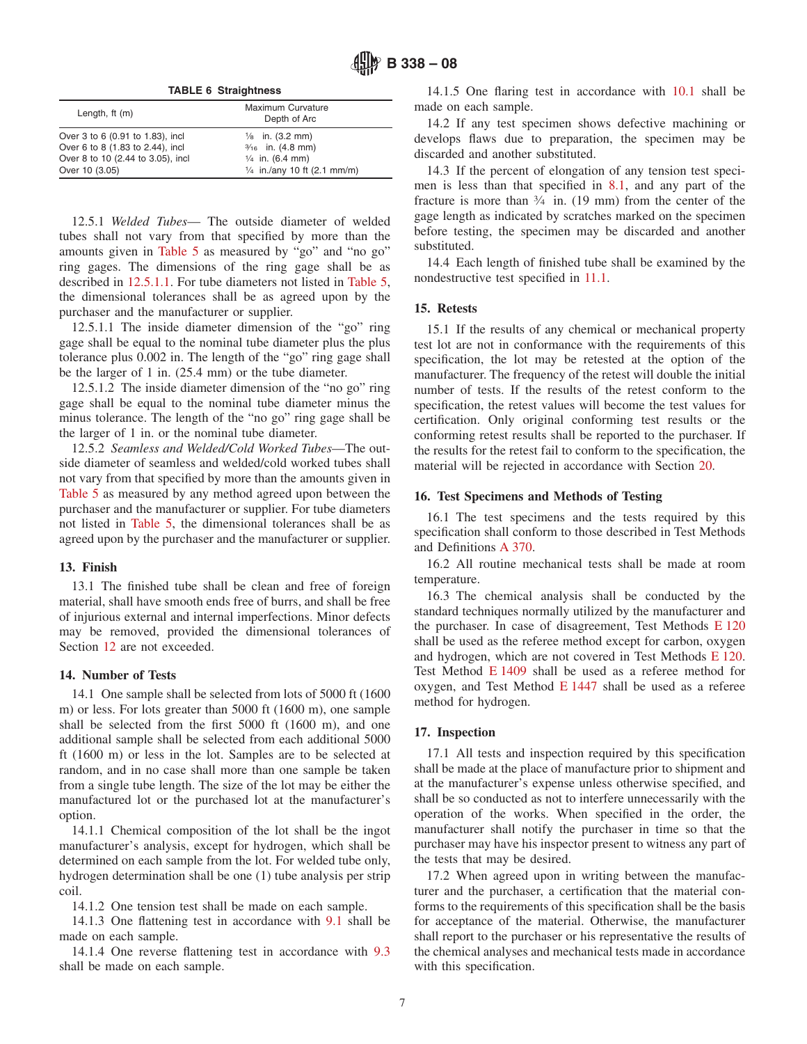TABLE 6 Straightness

| Length, ft (m) | Maximum Curvature Depth of Arc |
|---|---|
| Over 3 to 6 (0.91 to 1.83), incl | ⅛ in. (3.2 mm) |
| Over 6 to 8 (1.83 to 2.44), incl | 3⁄16 in. (4.8 mm) |
| Over 8 to 10 (2.44 to 3.05), incl | ¼ in. (6.4 mm) |
| Over 10 (3.05) | ¼ in./any 10 ft (2.1 mm/m) |

12.5.1 *Welded Tubes*— The outside diameter of welded tubes shall not vary from that specified by more than the amounts given in Table 5 as measured by "go" and "no go" ring gages. The dimensions of the ring gage shall be as described in 12.5.1.1. For tube diameters not listed in Table 5, the dimensional tolerances shall be as agreed upon by the purchaser and the manufacturer or supplier.

12.5.1.1 The inside diameter dimension of the "go" ring gage shall be equal to the nominal tube diameter plus the plus tolerance plus 0.002 in. The length of the "go" ring gage shall be the larger of 1 in. (25.4 mm) or the tube diameter.

12.5.1.2 The inside diameter dimension of the "no go" ring gage shall be equal to the nominal tube diameter minus the minus tolerance. The length of the "no go" ring gage shall be the larger of 1 in. or the nominal tube diameter.

12.5.2 *Seamless and Welded/Cold Worked Tubes*—The outside diameter of seamless and welded/cold worked tubes shall not vary from that specified by more than the amounts given in Table 5 as measured by any method agreed upon between the purchaser and the manufacturer or supplier. For tube diameters not listed in Table 5, the dimensional tolerances shall be as agreed upon by the purchaser and the manufacturer or supplier.

## 13. Finish

13.1 The finished tube shall be clean and free of foreign material, shall have smooth ends free of burrs, and shall be free of injurious external and internal imperfections. Minor defects may be removed, provided the dimensional tolerances of Section 12 are not exceeded.

## 14. Number of Tests

14.1 One sample shall be selected from lots of 5000 ft (1600 m) or less. For lots greater than 5000 ft (1600 m), one sample shall be selected from the first 5000 ft (1600 m), and one additional sample shall be selected from each additional 5000 ft (1600 m) or less in the lot. Samples are to be selected at random, and in no case shall more than one sample be taken from a single tube length. The size of the lot may be either the manufactured lot or the purchased lot at the manufacturer's option.

14.1.1 Chemical composition of the lot shall be the ingot manufacturer's analysis, except for hydrogen, which shall be determined on each sample from the lot. For welded tube only, hydrogen determination shall be one (1) tube analysis per strip coil.

14.1.2 One tension test shall be made on each sample.

14.1.3 One flattening test in accordance with 9.1 shall be made on each sample.

14.1.4 One reverse flattening test in accordance with 9.3 shall be made on each sample.

14.1.5 One flaring test in accordance with 10.1 shall be made on each sample.

14.2 If any test specimen shows defective machining or develops flaws due to preparation, the specimen may be discarded and another substituted.

14.3 If the percent of elongation of any tension test specimen is less than that specified in 8.1, and any part of the fracture is more than ¾ in. (19 mm) from the center of the gage length as indicated by scratches marked on the specimen before testing, the specimen may be discarded and another substituted.

14.4 Each length of finished tube shall be examined by the nondestructive test specified in 11.1.

## 15. Retests

15.1 If the results of any chemical or mechanical property test lot are not in conformance with the requirements of this specification, the lot may be retested at the option of the manufacturer. The frequency of the retest will double the initial number of tests. If the results of the retest conform to the specification, the retest values will become the test values for certification. Only original conforming test results or the conforming retest results shall be reported to the purchaser. If the results for the retest fail to conform to the specification, the material will be rejected in accordance with Section 20.

## 16. Test Specimens and Methods of Testing

16.1 The test specimens and the tests required by this specification shall conform to those described in Test Methods and Definitions A 370.

16.2 All routine mechanical tests shall be made at room temperature.

16.3 The chemical analysis shall be conducted by the standard techniques normally utilized by the manufacturer and the purchaser. In case of disagreement, Test Methods E 120 shall be used as the referee method except for carbon, oxygen and hydrogen, which are not covered in Test Methods E 120. Test Method E 1409 shall be used as a referee method for oxygen, and Test Method E 1447 shall be used as a referee method for hydrogen.

## 17. Inspection

17.1 All tests and inspection required by this specification shall be made at the place of manufacture prior to shipment and at the manufacturer's expense unless otherwise specified, and shall be so conducted as not to interfere unnecessarily with the operation of the works. When specified in the order, the manufacturer shall notify the purchaser in time so that the purchaser may have his inspector present to witness any part of the tests that may be desired.

17.2 When agreed upon in writing between the manufacturer and the purchaser, a certification that the material conforms to the requirements of this specification shall be the basis for acceptance of the material. Otherwise, the manufacturer shall report to the purchaser or his representative the results of the chemical analyses and mechanical tests made in accordance with this specification.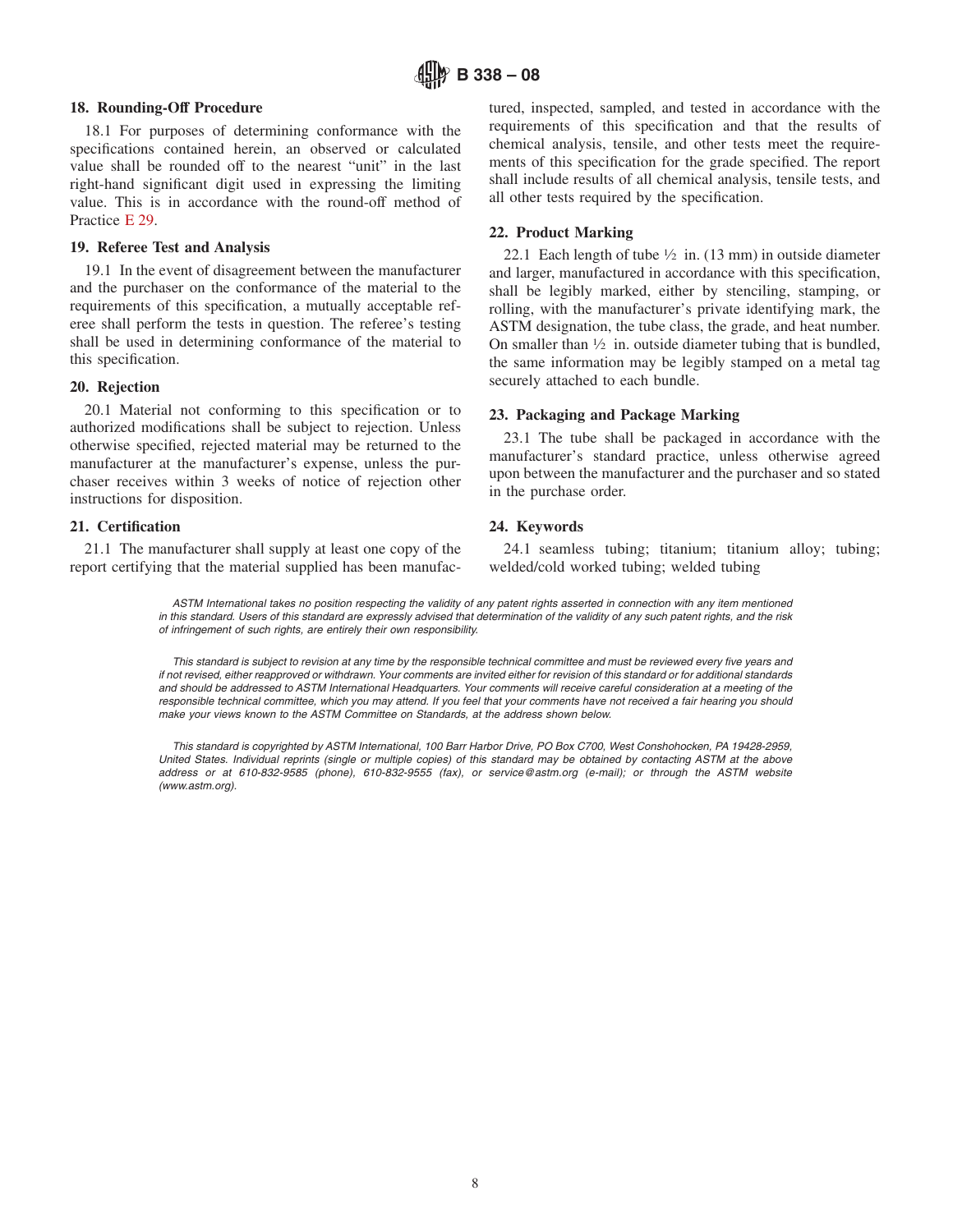## 18. Rounding-Off Procedure

18.1 For purposes of determining conformance with the specifications contained herein, an observed or calculated value shall be rounded off to the nearest "unit" in the last right-hand significant digit used in expressing the limiting value. This is in accordance with the round-off method of Practice E 29.

## 19. Referee Test and Analysis

19.1 In the event of disagreement between the manufacturer and the purchaser on the conformance of the material to the requirements of this specification, a mutually acceptable referee shall perform the tests in question. The referee's testing shall be used in determining conformance of the material to this specification.

## 20. Rejection

20.1 Material not conforming to this specification or to authorized modifications shall be subject to rejection. Unless otherwise specified, rejected material may be returned to the manufacturer at the manufacturer's expense, unless the purchaser receives within 3 weeks of notice of rejection other instructions for disposition.

## 21. Certification

21.1 The manufacturer shall supply at least one copy of the report certifying that the material supplied has been manufactured, inspected, sampled, and tested in accordance with the requirements of this specification and that the results of chemical analysis, tensile, and other tests meet the requirements of this specification for the grade specified. The report shall include results of all chemical analysis, tensile tests, and all other tests required by the specification.

## 22. Product Marking

22.1 Each length of tube ½ in. (13 mm) in outside diameter and larger, manufactured in accordance with this specification, shall be legibly marked, either by stenciling, stamping, or rolling, with the manufacturer's private identifying mark, the ASTM designation, the tube class, the grade, and heat number. On smaller than ½ in. outside diameter tubing that is bundled, the same information may be legibly stamped on a metal tag securely attached to each bundle.

## 23. Packaging and Package Marking

23.1 The tube shall be packaged in accordance with the manufacturer's standard practice, unless otherwise agreed upon between the manufacturer and the purchaser and so stated in the purchase order.

## 24. Keywords

24.1 seamless tubing; titanium; titanium alloy; tubing; welded/cold worked tubing; welded tubing

*ASTM International takes no position respecting the validity of any patent rights asserted in connection with any item mentioned in this standard. Users of this standard are expressly advised that determination of the validity of any such patent rights, and the risk of infringement of such rights, are entirely their own responsibility.*

*This standard is subject to revision at any time by the responsible technical committee and must be reviewed every five years and if not revised, either reapproved or withdrawn. Your comments are invited either for revision of this standard or for additional standards and should be addressed to ASTM International Headquarters. Your comments will receive careful consideration at a meeting of the responsible technical committee, which you may attend. If you feel that your comments have not received a fair hearing you should make your views known to the ASTM Committee on Standards, at the address shown below.*

*This standard is copyrighted by ASTM International, 100 Barr Harbor Drive, PO Box C700, West Conshohocken, PA 19428-2959, United States. Individual reprints (single or multiple copies) of this standard may be obtained by contacting ASTM at the above address or at 610-832-9585 (phone), 610-832-9555 (fax), or service@astm.org (e-mail); or through the ASTM website (www.astm.org).*